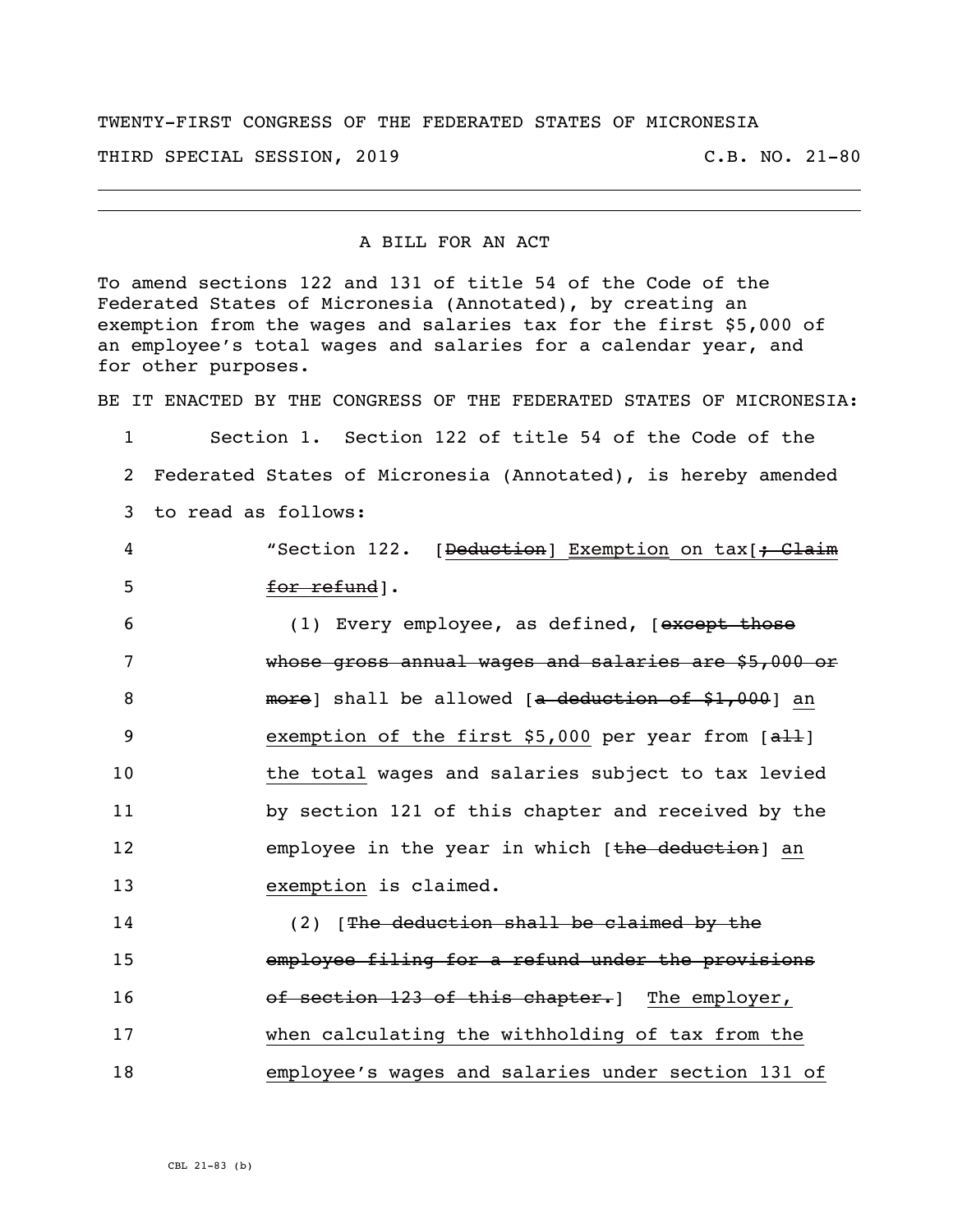TWENTY-FIRST CONGRESS OF THE FEDERATED STATES OF MICRONESIA

THIRD SPECIAL SESSION, 2019 C.B. NO. 21-80

---

A BILL FOR AN ACT

To amend sections 122 and 131 of title 54 of the Code of the Federated States of Micronesia (Annotated), by creating an exemption from the wages and salaries tax for the first $5,000 of an employee's total wages and salaries for a calendar year, and for other purposes.

BE IT ENACTED BY THE CONGRESS OF THE FEDERATED STATES OF MICRONESIA:

1 Section 1. Section 122 of title 54 of the Code of the
2 Federated States of Micronesia (Annotated), is hereby amended
3 to read as follows:

4 "Section 122. [~~Deduction~~] <u>Exemption</u> on tax[~~; Claim~~
5 ~~for refund~~].

6 (1) Every employee, as defined, [~~except those~~
7 ~~whose gross annual wages and salaries are $5,000 or~~
8 ~~more~~] shall be allowed [~~a deduction of $1,000~~] <u>an</u>
9 <u>exemption of the first $5,000</u> per year from [~~all~~]
10 <u>the total</u> wages and salaries subject to tax levied
11 by section 121 of this chapter and received by the
12 employee in the year in which [~~the deduction~~] <u>an</u>
13 <u>exemption</u> is claimed.

14 (2) [~~The deduction shall be claimed by the~~
15 ~~employee filing for a refund under the provisions~~
16 ~~of section 123 of this chapter.~~] <u>The employer,</u>
17 <u>when calculating the withholding of tax from the</u>
18 <u>employee's wages and salaries under section 131 of</u>

CBL 21-83 (b)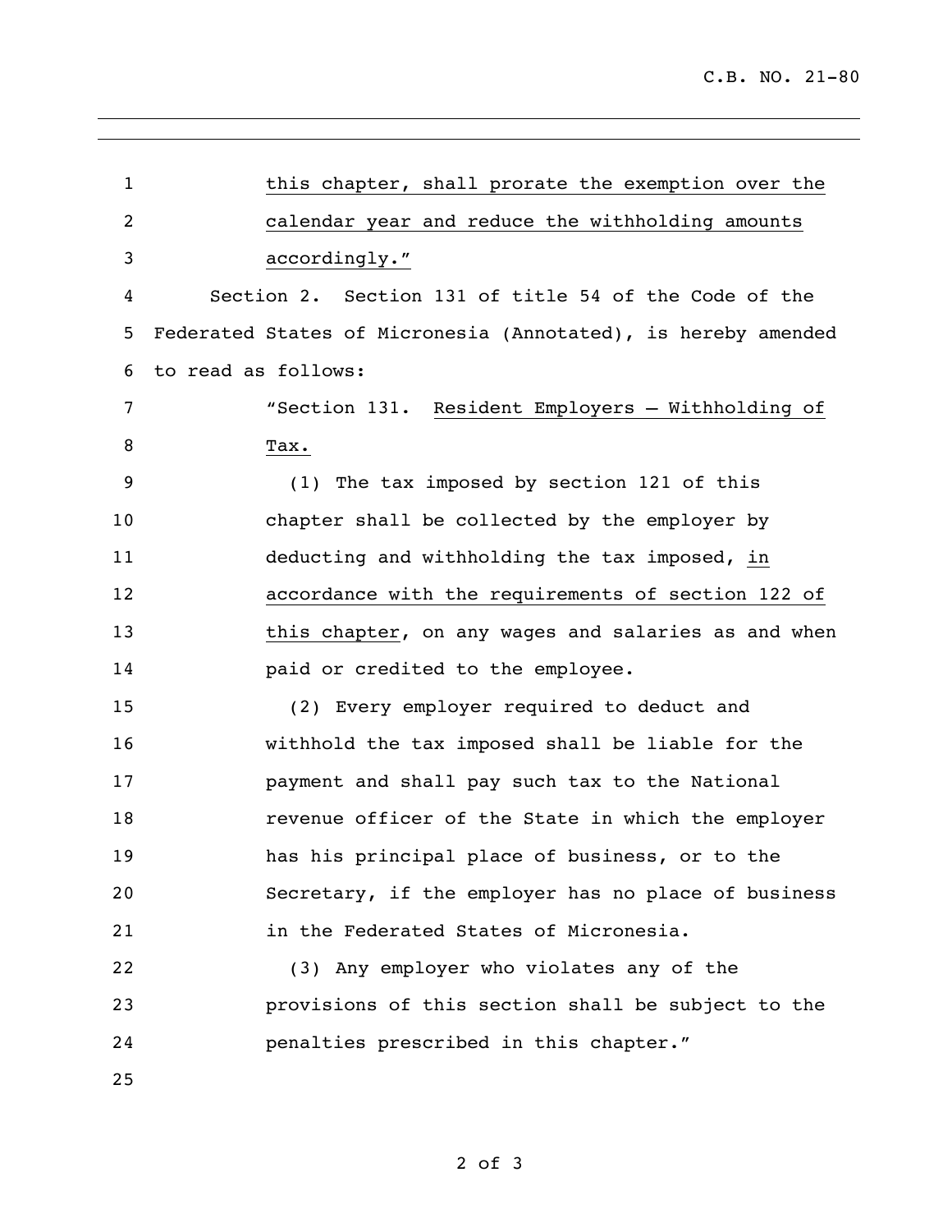this chapter, shall prorate the exemption over the calendar year and reduce the withholding amounts accordingly."

Section 2. Section 131 of title 54 of the Code of the Federated States of Micronesia (Annotated), is hereby amended to read as follows:

"Section 131. Resident Employers – Withholding of Tax.

(1) The tax imposed by section 121 of this chapter shall be collected by the employer by deducting and withholding the tax imposed, in accordance with the requirements of section 122 of this chapter, on any wages and salaries as and when paid or credited to the employee.

(2) Every employer required to deduct and withhold the tax imposed shall be liable for the payment and shall pay such tax to the National revenue officer of the State in which the employer has his principal place of business, or to the Secretary, if the employer has no place of business in the Federated States of Micronesia.

(3) Any employer who violates any of the provisions of this section shall be subject to the penalties prescribed in this chapter."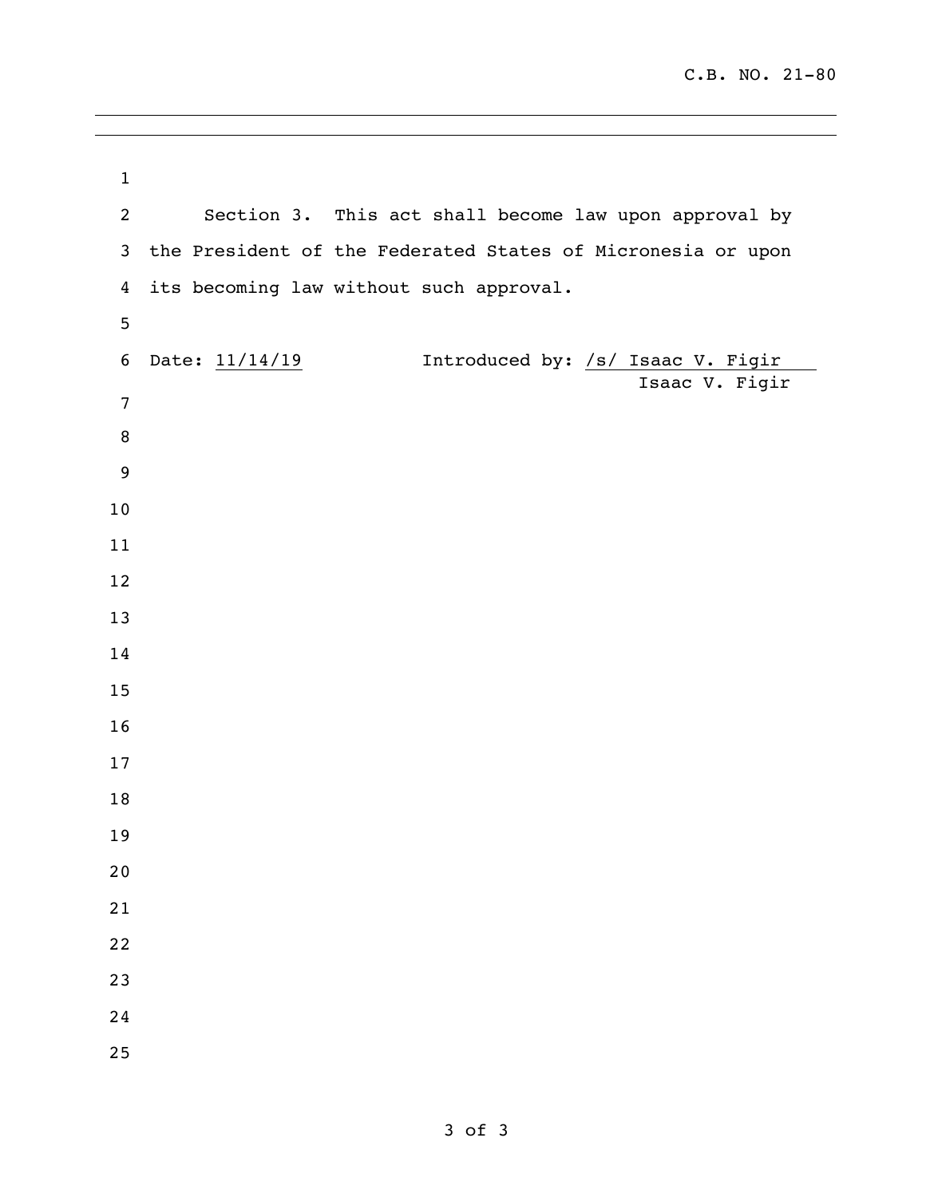Section 3. This act shall become law upon approval by the President of the Federated States of Micronesia or upon its becoming law without such approval.

Date: 11/14/19

Introduced by: /s/ Isaac V. Figir
Isaac V. Figir